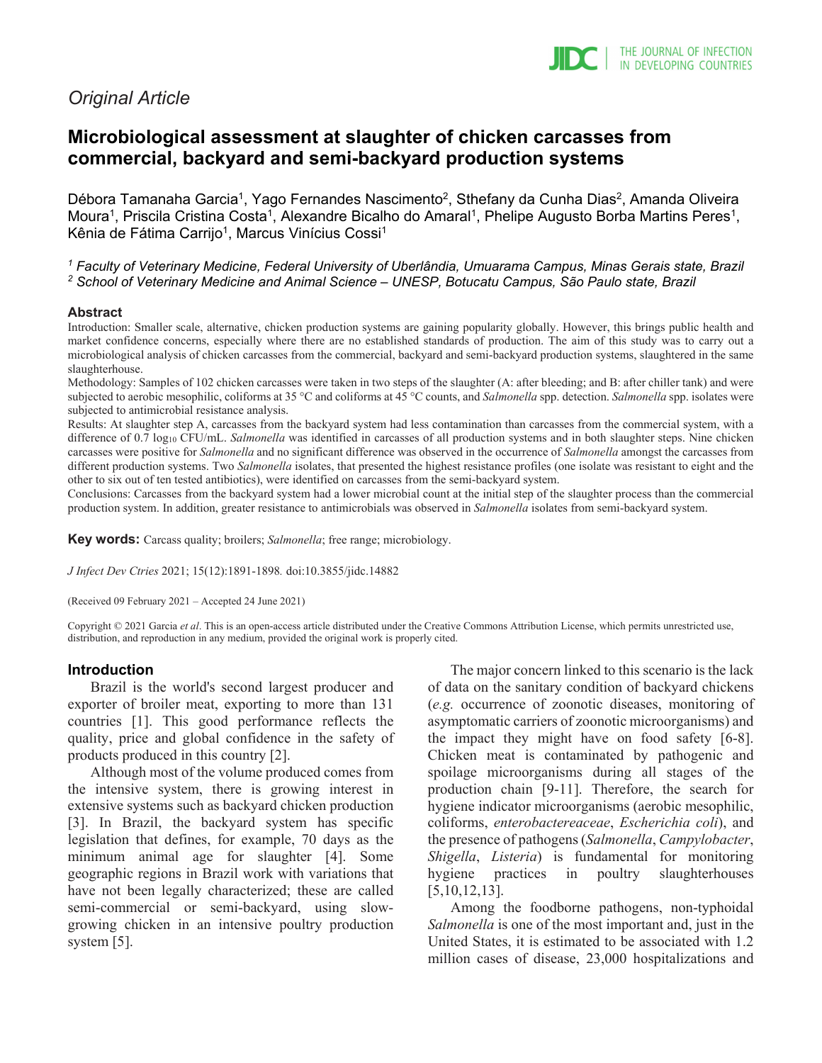*Original Article*

# Microbiological assessment at slaughter of chicken carcasses from commercial, backyard and semi-backyard production systems

Débora Tamanaha Garcia[1], Yago Fernandes Nascimento[2], Sthefany da Cunha Dias[2], Amanda Oliveira Moura[1], Priscila Cristina Costa[1], Alexandre Bicalho do Amaral[1], Phelipe Augusto Borba Martins Peres[1], Kênia de Fátima Carrijo[1], Marcus Vinícius Cossi[1]

[1] *Faculty of Veterinary Medicine, Federal University of Uberlândia, Umuarama Campus, Minas Gerais state, Brazil*
[2] *School of Veterinary Medicine and Animal Science – UNESP, Botucatu Campus, São Paulo state, Brazil*

## Abstract

Introduction: Smaller scale, alternative, chicken production systems are gaining popularity globally. However, this brings public health and market confidence concerns, especially where there are no established standards of production. The aim of this study was to carry out a microbiological analysis of chicken carcasses from the commercial, backyard and semi-backyard production systems, slaughtered in the same slaughterhouse.

Methodology: Samples of 102 chicken carcasses were taken in two steps of the slaughter (A: after bleeding; and B: after chiller tank) and were subjected to aerobic mesophilic, coliforms at 35 °C and coliforms at 45 °C counts, and *Salmonella* spp. detection. *Salmonella* spp. isolates were subjected to antimicrobial resistance analysis.

Results: At slaughter step A, carcasses from the backyard system had less contamination than carcasses from the commercial system, with a difference of 0.7 $\log_{10}$ CFU/mL. *Salmonella* was identified in carcasses of all production systems and in both slaughter steps. Nine chicken carcasses were positive for *Salmonella* and no significant difference was observed in the occurrence of *Salmonella* amongst the carcasses from different production systems. Two *Salmonella* isolates, that presented the highest resistance profiles (one isolate was resistant to eight and the other to six out of ten tested antibiotics), were identified on carcasses from the semi-backyard system.

Conclusions: Carcasses from the backyard system had a lower microbial count at the initial step of the slaughter process than the commercial production system. In addition, greater resistance to antimicrobials was observed in *Salmonella* isolates from semi-backyard system.

**Key words:** Carcass quality; broilers; *Salmonella*; free range; microbiology.

*J Infect Dev Ctries* 2021; 15(12):1891-1898. doi:10.3855/jidc.14882

(Received 09 February 2021 – Accepted 24 June 2021)

Copyright © 2021 Garcia *et al*. This is an open-access article distributed under the Creative Commons Attribution License, which permits unrestricted use, distribution, and reproduction in any medium, provided the original work is properly cited.

## Introduction

Brazil is the world's second largest producer and exporter of broiler meat, exporting to more than 131 countries [1]. This good performance reflects the quality, price and global confidence in the safety of products produced in this country [2].

Although most of the volume produced comes from the intensive system, there is growing interest in extensive systems such as backyard chicken production [3]. In Brazil, the backyard system has specific legislation that defines, for example, 70 days as the minimum animal age for slaughter [4]. Some geographic regions in Brazil work with variations that have not been legally characterized; these are called semi-commercial or semi-backyard, using slow-growing chicken in an intensive poultry production system [5].

The major concern linked to this scenario is the lack of data on the sanitary condition of backyard chickens (*e.g.* occurrence of zoonotic diseases, monitoring of asymptomatic carriers of zoonotic microorganisms) and the impact they might have on food safety [6-8]. Chicken meat is contaminated by pathogenic and spoilage microorganisms during all stages of the production chain [9-11]. Therefore, the search for hygiene indicator microorganisms (aerobic mesophilic, coliforms, *enterobactereaceae*, *Escherichia coli*), and the presence of pathogens (*Salmonella*, *Campylobacter*, *Shigella*, *Listeria*) is fundamental for monitoring hygiene practices in poultry slaughterhouses [5,10,12,13].

Among the foodborne pathogens, non-typhoidal *Salmonella* is one of the most important and, just in the United States, it is estimated to be associated with 1.2 million cases of disease, 23,000 hospitalizations and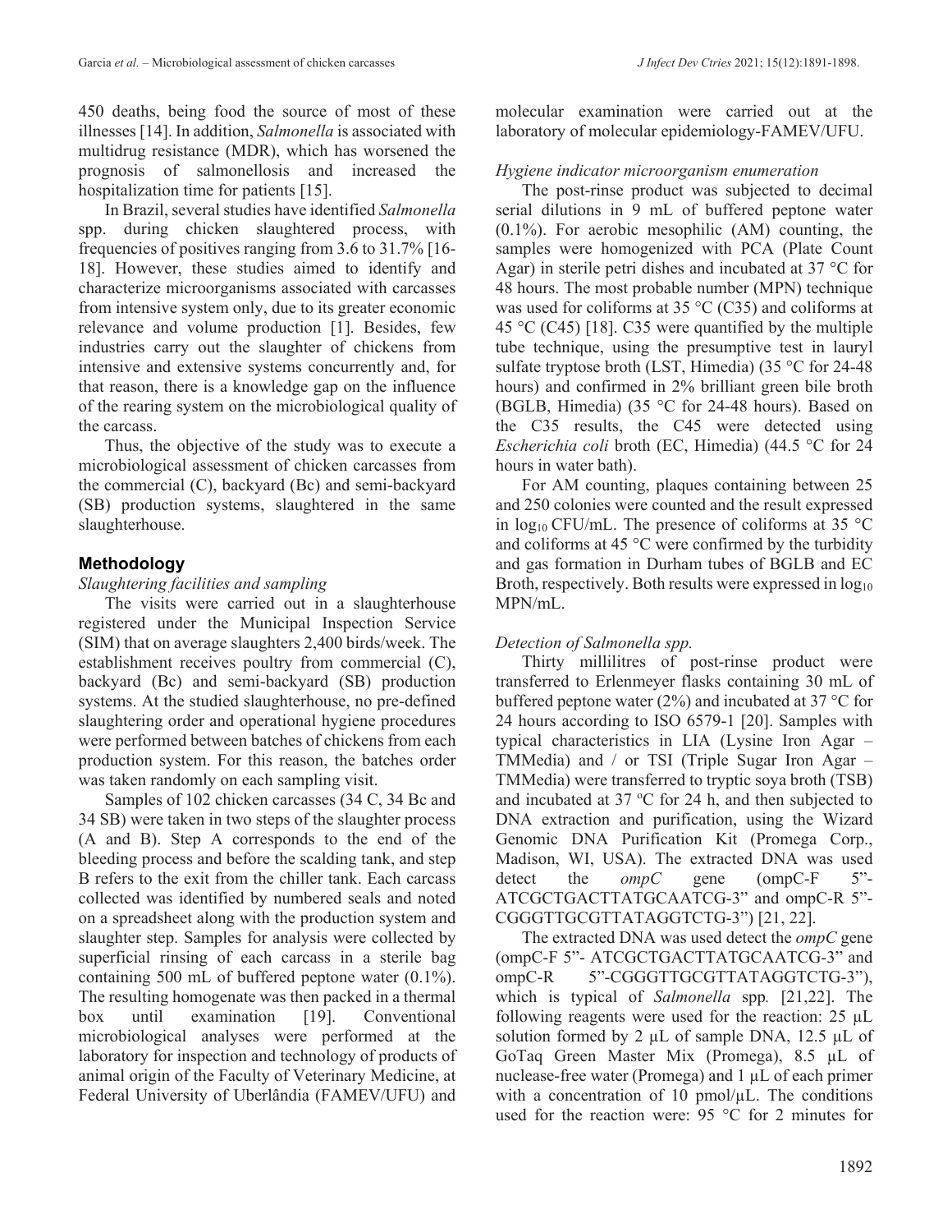450 deaths, being food the source of most of these illnesses [14]. In addition, *Salmonella* is associated with multidrug resistance (MDR), which has worsened the prognosis of salmonellosis and increased the hospitalization time for patients [15].

In Brazil, several studies have identified *Salmonella* spp. during chicken slaughtered process, with frequencies of positives ranging from 3.6 to 31.7% [16-18]. However, these studies aimed to identify and characterize microorganisms associated with carcasses from intensive system only, due to its greater economic relevance and volume production [1]. Besides, few industries carry out the slaughter of chickens from intensive and extensive systems concurrently and, for that reason, there is a knowledge gap on the influence of the rearing system on the microbiological quality of the carcass.

Thus, the objective of the study was to execute a microbiological assessment of chicken carcasses from the commercial (C), backyard (Bc) and semi-backyard (SB) production systems, slaughtered in the same slaughterhouse.

## Methodology

*Slaughtering facilities and sampling*

The visits were carried out in a slaughterhouse registered under the Municipal Inspection Service (SIM) that on average slaughters 2,400 birds/week. The establishment receives poultry from commercial (C), backyard (Bc) and semi-backyard (SB) production systems. At the studied slaughterhouse, no pre-defined slaughtering order and operational hygiene procedures were performed between batches of chickens from each production system. For this reason, the batches order was taken randomly on each sampling visit.

Samples of 102 chicken carcasses (34 C, 34 Bc and 34 SB) were taken in two steps of the slaughter process (A and B). Step A corresponds to the end of the bleeding process and before the scalding tank, and step B refers to the exit from the chiller tank. Each carcass collected was identified by numbered seals and noted on a spreadsheet along with the production system and slaughter step. Samples for analysis were collected by superficial rinsing of each carcass in a sterile bag containing 500 mL of buffered peptone water (0.1%). The resulting homogenate was then packed in a thermal box until examination [19]. Conventional microbiological analyses were performed at the laboratory for inspection and technology of products of animal origin of the Faculty of Veterinary Medicine, at Federal University of Uberlândia (FAMEV/UFU) and molecular examination were carried out at the laboratory of molecular epidemiology-FAMEV/UFU.

*Hygiene indicator microorganism enumeration*

The post-rinse product was subjected to decimal serial dilutions in 9 mL of buffered peptone water (0.1%). For aerobic mesophilic (AM) counting, the samples were homogenized with PCA (Plate Count Agar) in sterile petri dishes and incubated at 37 °C for 48 hours. The most probable number (MPN) technique was used for coliforms at 35 °C (C35) and coliforms at 45 °C (C45) [18]. C35 were quantified by the multiple tube technique, using the presumptive test in lauryl sulfate tryptose broth (LST, Himedia) (35 °C for 24-48 hours) and confirmed in 2% brilliant green bile broth (BGLB, Himedia) (35 °C for 24-48 hours). Based on the C35 results, the C45 were detected using *Escherichia coli* broth (EC, Himedia) (44.5 °C for 24 hours in water bath).

For AM counting, plaques containing between 25 and 250 colonies were counted and the result expressed in $\log_{10}$ CFU/mL. The presence of coliforms at 35 °C and coliforms at 45 °C were confirmed by the turbidity and gas formation in Durham tubes of BGLB and EC Broth, respectively. Both results were expressed in $\log_{10}$ MPN/mL.

*Detection of Salmonella spp.*

Thirty millilitres of post-rinse product were transferred to Erlenmeyer flasks containing 30 mL of buffered peptone water (2%) and incubated at 37 °C for 24 hours according to ISO 6579-1 [20]. Samples with typical characteristics in LIA (Lysine Iron Agar – TMMedia) and / or TSI (Triple Sugar Iron Agar – TMMedia) were transferred to tryptic soya broth (TSB) and incubated at 37 ºC for 24 h, and then subjected to DNA extraction and purification, using the Wizard Genomic DNA Purification Kit (Promega Corp., Madison, WI, USA). The extracted DNA was used detect the *ompC* gene (ompC-F 5"-ATCGCTGACTTATGCAATCG-3" and ompC-R 5"-CGGGTTGCGTTATAGGTCTG-3") [21, 22].

The extracted DNA was used detect the *ompC* gene (ompC-F 5"- ATCGCTGACTTATGCAATCG-3" and ompC-R 5"-CGGGTTGCGTTATAGGTCTG-3"), which is typical of *Salmonella* spp. [21,22]. The following reagents were used for the reaction: 25 µL solution formed by 2 µL of sample DNA, 12.5 µL of GoTaq Green Master Mix (Promega), 8.5 µL of nuclease-free water (Promega) and 1 µL of each primer with a concentration of 10 pmol/µL. The conditions used for the reaction were: 95 °C for 2 minutes for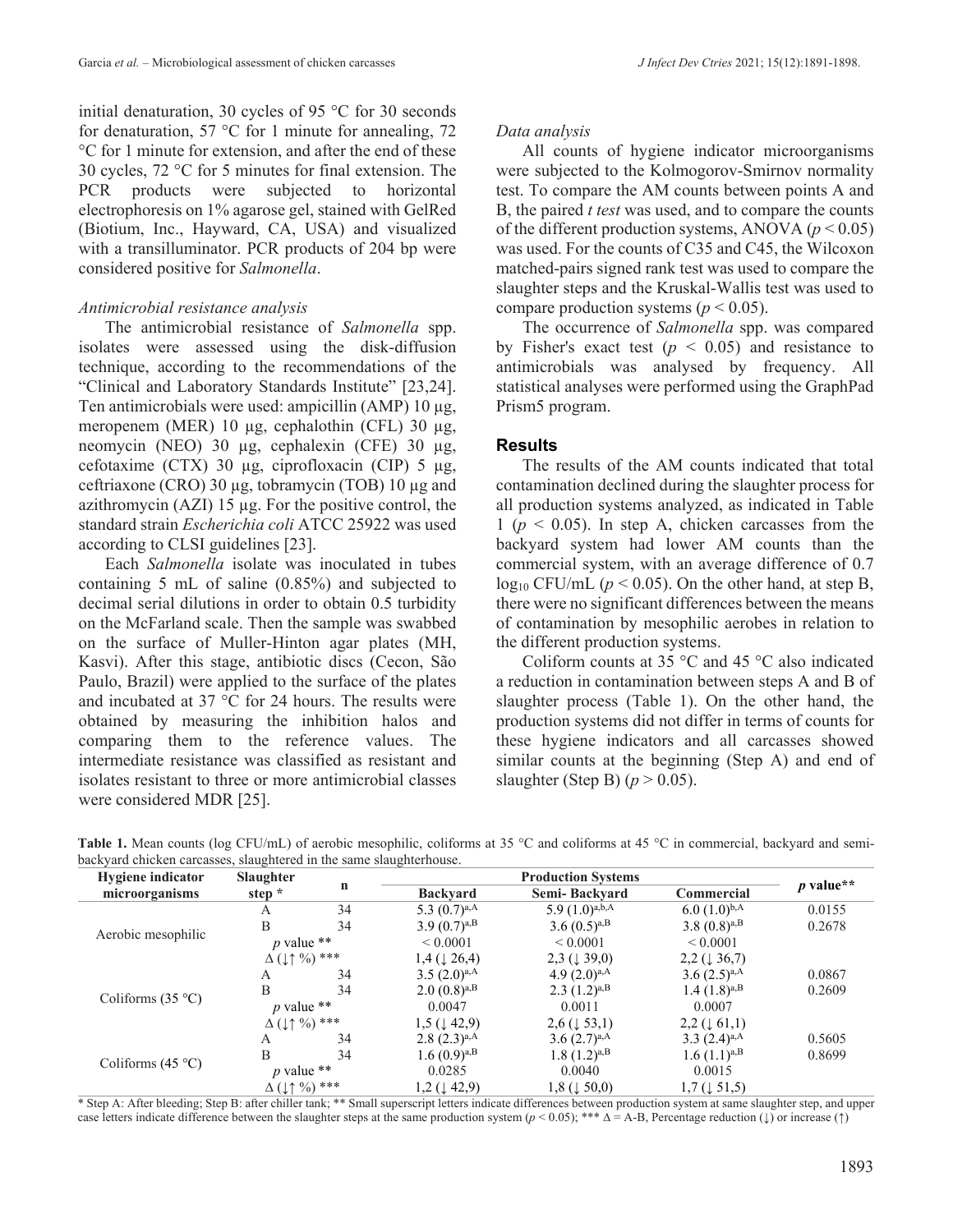initial denaturation, 30 cycles of 95 °C for 30 seconds for denaturation, 57 °C for 1 minute for annealing, 72 °C for 1 minute for extension, and after the end of these 30 cycles, 72 °C for 5 minutes for final extension. The PCR products were subjected to horizontal electrophoresis on 1% agarose gel, stained with GelRed (Biotium, Inc., Hayward, CA, USA) and visualized with a transilluminator. PCR products of 204 bp were considered positive for *Salmonella*.

### *Antimicrobial resistance analysis*

The antimicrobial resistance of *Salmonella* spp. isolates were assessed using the disk-diffusion technique, according to the recommendations of the "Clinical and Laboratory Standards Institute" [23,24]. Ten antimicrobials were used: ampicillin (AMP) 10 µg, meropenem (MER) 10 µg, cephalothin (CFL) 30 µg, neomycin (NEO) 30 µg, cephalexin (CFE) 30 µg, cefotaxime (CTX) 30 µg, ciprofloxacin (CIP) 5 µg, ceftriaxone (CRO) 30 µg, tobramycin (TOB) 10 µg and azithromycin (AZI) 15 µg. For the positive control, the standard strain *Escherichia coli* ATCC 25922 was used according to CLSI guidelines [23].

Each *Salmonella* isolate was inoculated in tubes containing 5 mL of saline (0.85%) and subjected to decimal serial dilutions in order to obtain 0.5 turbidity on the McFarland scale. Then the sample was swabbed on the surface of Muller-Hinton agar plates (MH, Kasvi). After this stage, antibiotic discs (Cecon, São Paulo, Brazil) were applied to the surface of the plates and incubated at 37 °C for 24 hours. The results were obtained by measuring the inhibition halos and comparing them to the reference values. The intermediate resistance was classified as resistant and isolates resistant to three or more antimicrobial classes were considered MDR [25].

### *Data analysis*

All counts of hygiene indicator microorganisms were subjected to the Kolmogorov-Smirnov normality test. To compare the AM counts between points A and B, the paired *t test* was used, and to compare the counts of the different production systems, ANOVA ($p < 0.05$) was used. For the counts of C35 and C45, the Wilcoxon matched-pairs signed rank test was used to compare the slaughter steps and the Kruskal-Wallis test was used to compare production systems ($p < 0.05$).

The occurrence of *Salmonella* spp. was compared by Fisher's exact test ($p < 0.05$) and resistance to antimicrobials was analysed by frequency. All statistical analyses were performed using the GraphPad Prism5 program.

## Results

The results of the AM counts indicated that total contamination declined during the slaughter process for all production systems analyzed, as indicated in Table 1 ($p < 0.05$). In step A, chicken carcasses from the backyard system had lower AM counts than the commercial system, with an average difference of 0.7 $\log_{10}$ CFU/mL ($p < 0.05$). On the other hand, at step B, there were no significant differences between the means of contamination by mesophilic aerobes in relation to the different production systems.

Coliform counts at 35 °C and 45 °C also indicated a reduction in contamination between steps A and B of slaughter process (Table 1). On the other hand, the production systems did not differ in terms of counts for these hygiene indicators and all carcasses showed similar counts at the beginning (Step A) and end of slaughter (Step B) ($p > 0.05$).

**Table 1.** Mean counts (log CFU/mL) of aerobic mesophilic, coliforms at 35 °C and coliforms at 45 °C in commercial, backyard and semi-backyard chicken carcasses, slaughtered in the same slaughterhouse.

| Hygiene indicator microorganisms | Slaughter step * | n | Production Systems | | | *p* value** |
|---|---|---|---|---|---|---|
| | | | Backyard | Semi- Backyard | Commercial | |
| Aerobic mesophilic | A | 34 | 5.3 (0.7)$^{a,A}$ | 5.9 (1.0)$^{a,b,A}$ | 6.0 (1.0)$^{b,A}$ | 0.0155 |
| | B | 34 | 3.9 (0.7)$^{a,B}$ | 3.6 (0.5)$^{a,B}$ | 3.8 (0.8)$^{a,B}$ | 0.2678 |
| | *p* value ** | | < 0.0001 | < 0.0001 | < 0.0001 | |
| | Δ (↓↑ %) *** | | 1,4 (↓ 26,4) | 2,3 (↓ 39,0) | 2,2 (↓ 36,7) | |
| Coliforms (35 °C) | A | 34 | 3.5 (2.0)$^{a,A}$ | 4.9 (2.0)$^{a,A}$ | 3.6 (2.5)$^{a,A}$ | 0.0867 |
| | B | 34 | 2.0 (0.8)$^{a,B}$ | 2.3 (1.2)$^{a,B}$ | 1.4 (1.8)$^{a,B}$ | 0.2609 |
| | *p* value ** | | 0.0047 | 0.0011 | 0.0007 | |
| | Δ (↓↑ %) *** | | 1,5 (↓ 42,9) | 2,6 (↓ 53,1) | 2,2 (↓ 61,1) | |
| Coliforms (45 °C) | A | 34 | 2.8 (2.3)$^{a,A}$ | 3.6 (2.7)$^{a,A}$ | 3.3 (2.4)$^{a,A}$ | 0.5605 |
| | B | 34 | 1.6 (0.9)$^{a,B}$ | 1.8 (1.2)$^{a,B}$ | 1.6 (1.1)$^{a,B}$ | 0.8699 |
| | *p* value ** | | 0.0285 | 0.0040 | 0.0015 | |
| | Δ (↓↑ %) *** | | 1,2 (↓ 42,9) | 1,8 (↓ 50,0) | 1,7 (↓ 51,5) | |

\* Step A: After bleeding; Step B: after chiller tank; ** Small superscript letters indicate differences between production system at same slaughter step, and upper case letters indicate difference between the slaughter steps at the same production system ($p < 0.05$); *** Δ = A-B, Percentage reduction (↓) or increase (↑)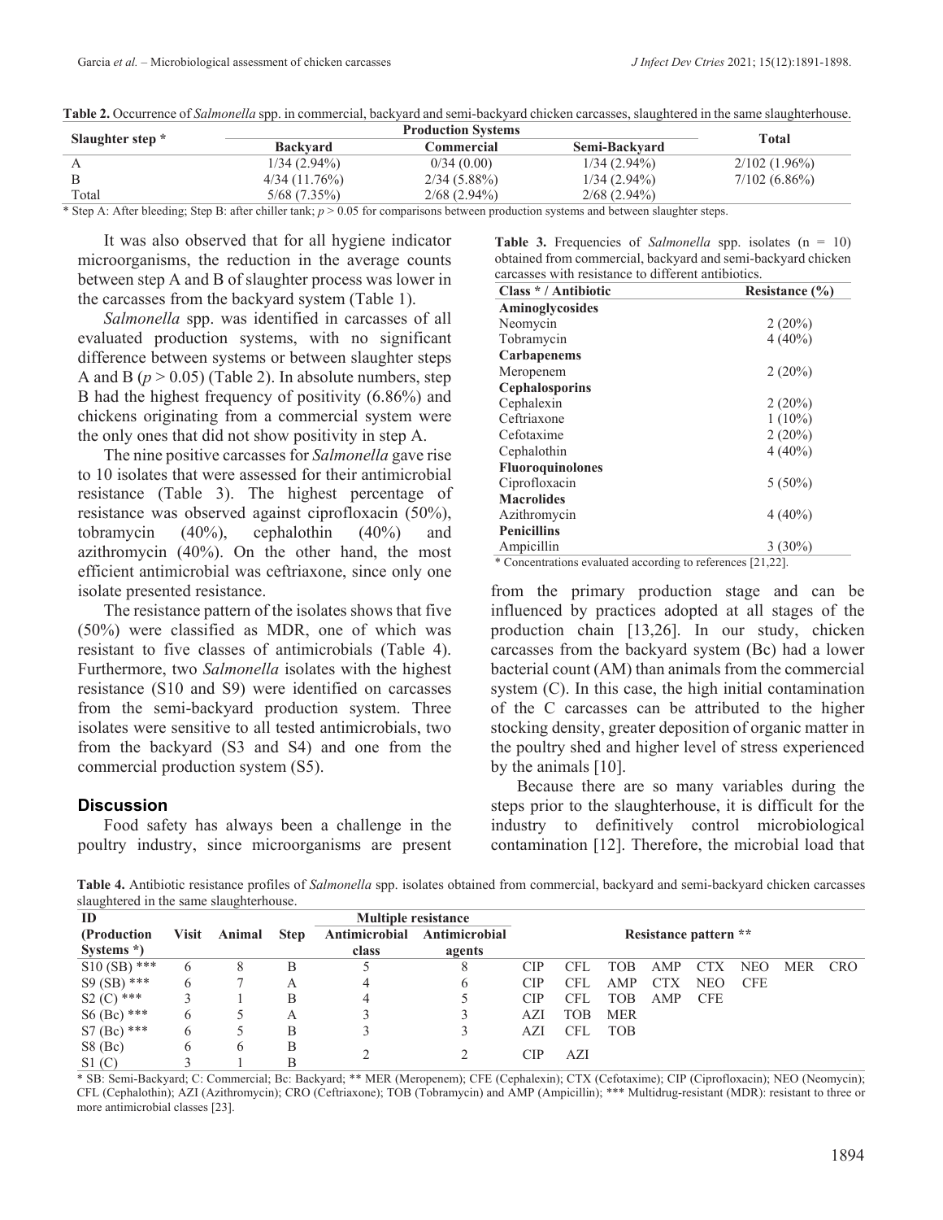**Table 2.** Occurrence of *Salmonella* spp. in commercial, backyard and semi-backyard chicken carcasses, slaughtered in the same slaughterhouse.

| Slaughter step * | Production Systems | | | Total |
|---|---|---|---|---|
| | Backyard | Commercial | Semi-Backyard | |
| A | 1/34 (2.94%) | 0/34 (0.00) | 1/34 (2.94%) | 2/102 (1.96%) |
| B | 4/34 (11.76%) | 2/34 (5.88%) | 1/34 (2.94%) | 7/102 (6.86%) |
| Total | 5/68 (7.35%) | 2/68 (2.94%) | 2/68 (2.94%) | |

* Step A: After bleeding; Step B: after chiller tank; $p > 0.05$ for comparisons between production systems and between slaughter steps.

It was also observed that for all hygiene indicator microorganisms, the reduction in the average counts between step A and B of slaughter process was lower in the carcasses from the backyard system (Table 1).

*Salmonella* spp. was identified in carcasses of all evaluated production systems, with no significant difference between systems or between slaughter steps A and B ($p > 0.05$) (Table 2). In absolute numbers, step B had the highest frequency of positivity (6.86%) and chickens originating from a commercial system were the only ones that did not show positivity in step A.

The nine positive carcasses for *Salmonella* gave rise to 10 isolates that were assessed for their antimicrobial resistance (Table 3). The highest percentage of resistance was observed against ciprofloxacin (50%), tobramycin (40%), cephalothin (40%) and azithromycin (40%). On the other hand, the most efficient antimicrobial was ceftriaxone, since only one isolate presented resistance.

The resistance pattern of the isolates shows that five (50%) were classified as MDR, one of which was resistant to five classes of antimicrobials (Table 4). Furthermore, two *Salmonella* isolates with the highest resistance (S10 and S9) were identified on carcasses from the semi-backyard production system. Three isolates were sensitive to all tested antimicrobials, two from the backyard (S3 and S4) and one from the commercial production system (S5).

**Table 3.** Frequencies of *Salmonella* spp. isolates (n = 10) obtained from commercial, backyard and semi-backyard chicken carcasses with resistance to different antibiotics.

| Class * / Antibiotic | Resistance (%) |
|---|---|
| **Aminoglycosides** | |
| Neomycin | 2 (20%) |
| Tobramycin | 4 (40%) |
| **Carbapenems** | |
| Meropenem | 2 (20%) |
| **Cephalosporins** | |
| Cephalexin | 2 (20%) |
| Ceftriaxone | 1 (10%) |
| Cefotaxime | 2 (20%) |
| Cephalothin | 4 (40%) |
| **Fluoroquinolones** | |
| Ciprofloxacin | 5 (50%) |
| **Macrolides** | |
| Azithromycin | 4 (40%) |
| **Penicillins** | |
| Ampicillin | 3 (30%) |

* Concentrations evaluated according to references [21,22].

## Discussion

Food safety has always been a challenge in the poultry industry, since microorganisms are present from the primary production stage and can be influenced by practices adopted at all stages of the production chain [13,26]. In our study, chicken carcasses from the backyard system (Bc) had a lower bacterial count (AM) than animals from the commercial system (C). In this case, the high initial contamination of the C carcasses can be attributed to the higher stocking density, greater deposition of organic matter in the poultry shed and higher level of stress experienced by the animals [10].

Because there are so many variables during the steps prior to the slaughterhouse, it is difficult for the industry to definitively control microbiological contamination [12]. Therefore, the microbial load that

**Table 4.** Antibiotic resistance profiles of *Salmonella* spp. isolates obtained from commercial, backyard and semi-backyard chicken carcasses slaughtered in the same slaughterhouse.

| ID (Production Systems *) | Visit | Animal | Step | Multiple resistance: Antimicrobial class | Multiple resistance: Antimicrobial agents | Resistance pattern ** | | | | | | | |
|---|---|---|---|---|---|---|---|---|---|---|---|---|---|
| S10 (SB) *** | 6 | 8 | B | 5 | 8 | CIP | CFL | TOB | AMP | CTX | NEO | MER | CRO |
| S9 (SB) *** | 6 | 7 | A | 4 | 6 | CIP | CFL | AMP | CTX | NEO | CFE | | |
| S2 (C) *** | 3 | 1 | B | 4 | 5 | CIP | CFL | TOB | AMP | CFE | | | |
| S6 (Bc) *** | 6 | 5 | A | 3 | 3 | AZI | TOB | MER | | | | | |
| S7 (Bc) *** | 6 | 5 | B | 3 | 3 | AZI | CFL | TOB | | | | | |
| S8 (Bc) | 6 | 6 | B | 2 | 2 | CIP | AZI | | | | | | |
| S1 (C) | 3 | 1 | B | | | | | | | | | | |

* SB: Semi-Backyard; C: Commercial; Bc: Backyard; ** MER (Meropenem); CFE (Cephalexin); CTX (Cefotaxime); CIP (Ciprofloxacin); NEO (Neomycin); CFL (Cephalothin); AZI (Azithromycin); CRO (Ceftriaxone); TOB (Tobramycin) and AMP (Ampicillin); *** Multidrug-resistant (MDR): resistant to three or more antimicrobial classes [23].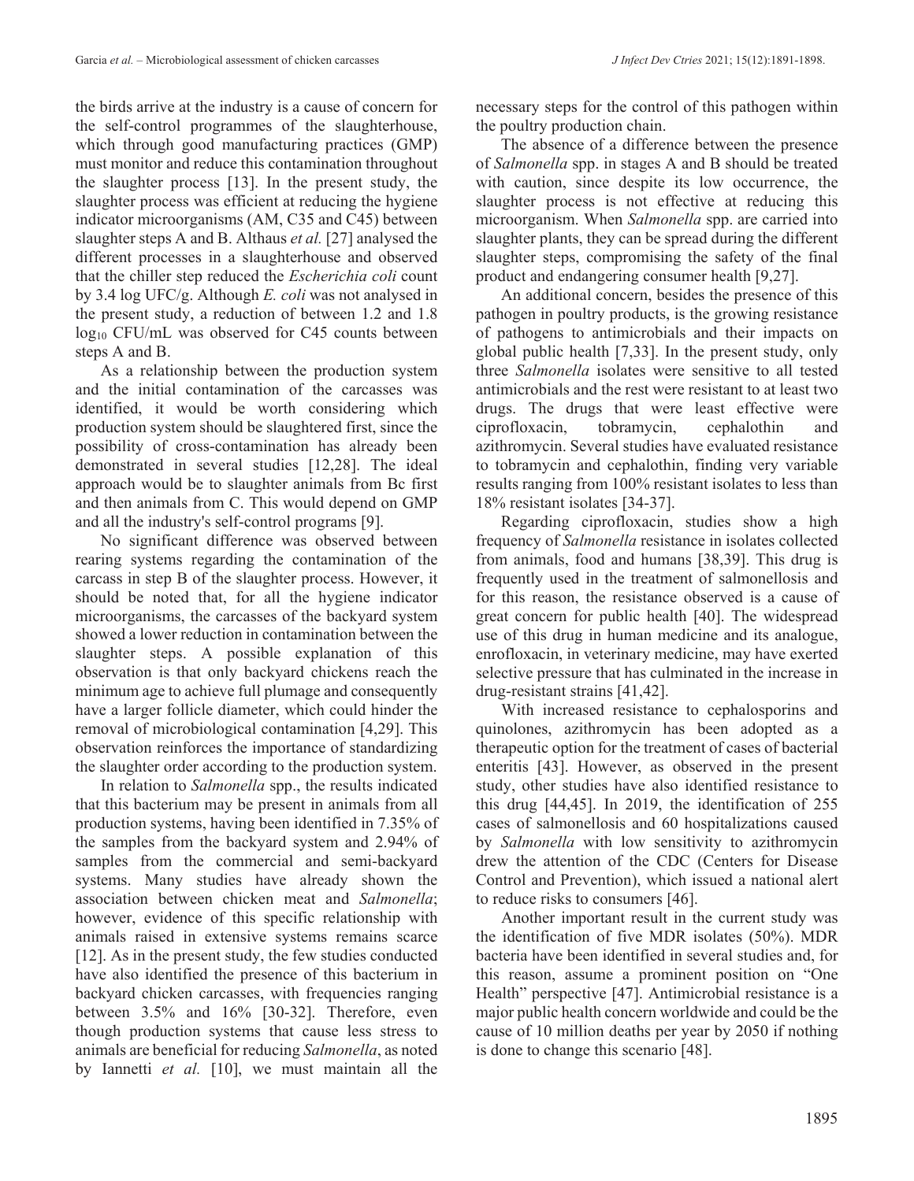the birds arrive at the industry is a cause of concern for the self-control programmes of the slaughterhouse, which through good manufacturing practices (GMP) must monitor and reduce this contamination throughout the slaughter process [13]. In the present study, the slaughter process was efficient at reducing the hygiene indicator microorganisms (AM, C35 and C45) between slaughter steps A and B. Althaus *et al.* [27] analysed the different processes in a slaughterhouse and observed that the chiller step reduced the *Escherichia coli* count by 3.4 log UFC/g. Although *E. coli* was not analysed in the present study, a reduction of between 1.2 and 1.8 $\log_{10}$ CFU/mL was observed for C45 counts between steps A and B.

As a relationship between the production system and the initial contamination of the carcasses was identified, it would be worth considering which production system should be slaughtered first, since the possibility of cross-contamination has already been demonstrated in several studies [12,28]. The ideal approach would be to slaughter animals from Bc first and then animals from C. This would depend on GMP and all the industry's self-control programs [9].

No significant difference was observed between rearing systems regarding the contamination of the carcass in step B of the slaughter process. However, it should be noted that, for all the hygiene indicator microorganisms, the carcasses of the backyard system showed a lower reduction in contamination between the slaughter steps. A possible explanation of this observation is that only backyard chickens reach the minimum age to achieve full plumage and consequently have a larger follicle diameter, which could hinder the removal of microbiological contamination [4,29]. This observation reinforces the importance of standardizing the slaughter order according to the production system.

In relation to *Salmonella* spp., the results indicated that this bacterium may be present in animals from all production systems, having been identified in 7.35% of the samples from the backyard system and 2.94% of samples from the commercial and semi-backyard systems. Many studies have already shown the association between chicken meat and *Salmonella*; however, evidence of this specific relationship with animals raised in extensive systems remains scarce [12]. As in the present study, the few studies conducted have also identified the presence of this bacterium in backyard chicken carcasses, with frequencies ranging between 3.5% and 16% [30-32]. Therefore, even though production systems that cause less stress to animals are beneficial for reducing *Salmonella*, as noted by Iannetti *et al.* [10], we must maintain all the necessary steps for the control of this pathogen within the poultry production chain.

The absence of a difference between the presence of *Salmonella* spp. in stages A and B should be treated with caution, since despite its low occurrence, the slaughter process is not effective at reducing this microorganism. When *Salmonella* spp. are carried into slaughter plants, they can be spread during the different slaughter steps, compromising the safety of the final product and endangering consumer health [9,27].

An additional concern, besides the presence of this pathogen in poultry products, is the growing resistance of pathogens to antimicrobials and their impacts on global public health [7,33]. In the present study, only three *Salmonella* isolates were sensitive to all tested antimicrobials and the rest were resistant to at least two drugs. The drugs that were least effective were ciprofloxacin, tobramycin, cephalothin and azithromycin. Several studies have evaluated resistance to tobramycin and cephalothin, finding very variable results ranging from 100% resistant isolates to less than 18% resistant isolates [34-37].

Regarding ciprofloxacin, studies show a high frequency of *Salmonella* resistance in isolates collected from animals, food and humans [38,39]. This drug is frequently used in the treatment of salmonellosis and for this reason, the resistance observed is a cause of great concern for public health [40]. The widespread use of this drug in human medicine and its analogue, enrofloxacin, in veterinary medicine, may have exerted selective pressure that has culminated in the increase in drug-resistant strains [41,42].

With increased resistance to cephalosporins and quinolones, azithromycin has been adopted as a therapeutic option for the treatment of cases of bacterial enteritis [43]. However, as observed in the present study, other studies have also identified resistance to this drug [44,45]. In 2019, the identification of 255 cases of salmonellosis and 60 hospitalizations caused by *Salmonella* with low sensitivity to azithromycin drew the attention of the CDC (Centers for Disease Control and Prevention), which issued a national alert to reduce risks to consumers [46].

Another important result in the current study was the identification of five MDR isolates (50%). MDR bacteria have been identified in several studies and, for this reason, assume a prominent position on "One Health" perspective [47]. Antimicrobial resistance is a major public health concern worldwide and could be the cause of 10 million deaths per year by 2050 if nothing is done to change this scenario [48].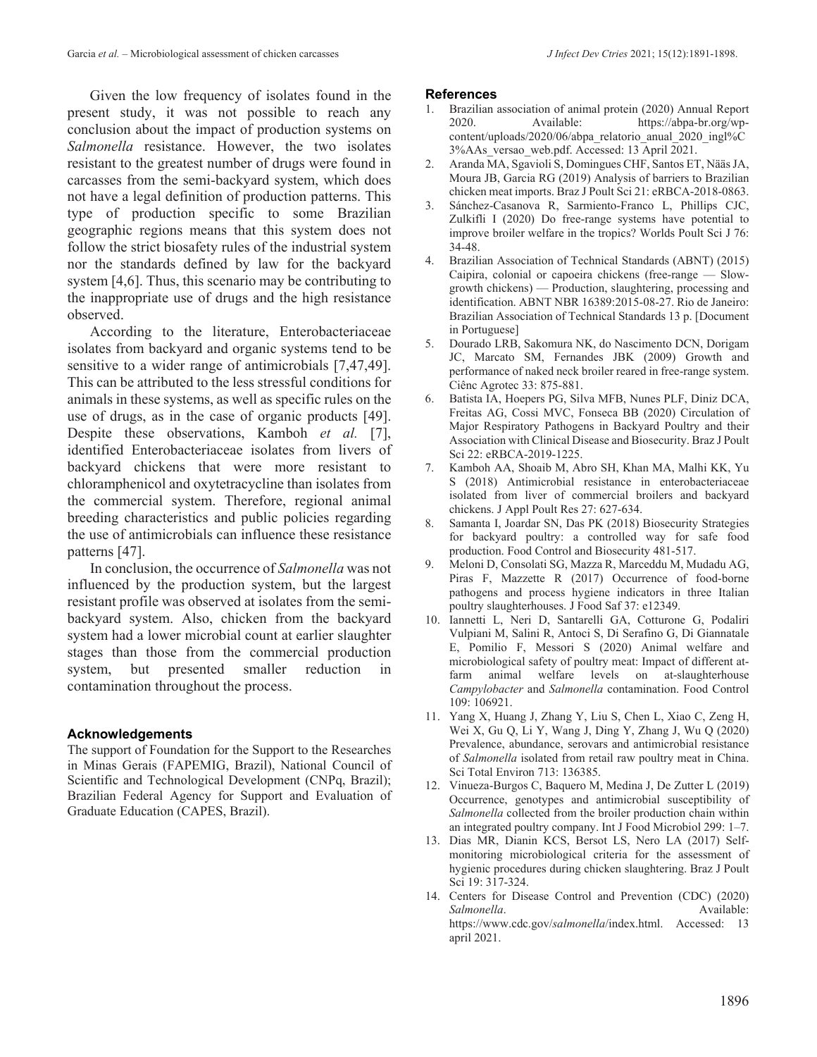Given the low frequency of isolates found in the present study, it was not possible to reach any conclusion about the impact of production systems on *Salmonella* resistance. However, the two isolates resistant to the greatest number of drugs were found in carcasses from the semi-backyard system, which does not have a legal definition of production patterns. This type of production specific to some Brazilian geographic regions means that this system does not follow the strict biosafety rules of the industrial system nor the standards defined by law for the backyard system [4,6]. Thus, this scenario may be contributing to the inappropriate use of drugs and the high resistance observed.

According to the literature, Enterobacteriaceae isolates from backyard and organic systems tend to be sensitive to a wider range of antimicrobials [7,47,49]. This can be attributed to the less stressful conditions for animals in these systems, as well as specific rules on the use of drugs, as in the case of organic products [49]. Despite these observations, Kamboh *et al.* [7], identified Enterobacteriaceae isolates from livers of backyard chickens that were more resistant to chloramphenicol and oxytetracycline than isolates from the commercial system. Therefore, regional animal breeding characteristics and public policies regarding the use of antimicrobials can influence these resistance patterns [47].

In conclusion, the occurrence of *Salmonella* was not influenced by the production system, but the largest resistant profile was observed at isolates from the semi-backyard system. Also, chicken from the backyard system had a lower microbial count at earlier slaughter stages than those from the commercial production system, but presented smaller reduction in contamination throughout the process.

## Acknowledgements

The support of Foundation for the Support to the Researches in Minas Gerais (FAPEMIG, Brazil), National Council of Scientific and Technological Development (CNPq, Brazil); Brazilian Federal Agency for Support and Evaluation of Graduate Education (CAPES, Brazil).

## References

1. Brazilian association of animal protein (2020) Annual Report 2020. Available: https://abpa-br.org/wp-content/uploads/2020/06/abpa_relatorio_anual_2020_ingl%C3%AAs_versao_web.pdf. Accessed: 13 April 2021.
2. Aranda MA, Sgavioli S, Domingues CHF, Santos ET, Nääs JA, Moura JB, Garcia RG (2019) Analysis of barriers to Brazilian chicken meat imports. Braz J Poult Sci 21: eRBCA-2018-0863.
3. Sánchez-Casanova R, Sarmiento-Franco L, Phillips CJC, Zulkifli I (2020) Do free-range systems have potential to improve broiler welfare in the tropics? Worlds Poult Sci J 76: 34-48.
4. Brazilian Association of Technical Standards (ABNT) (2015) Caipira, colonial or capoeira chickens (free-range — Slow-growth chickens) — Production, slaughtering, processing and identification. ABNT NBR 16389:2015-08-27. Rio de Janeiro: Brazilian Association of Technical Standards 13 p. [Document in Portuguese]
5. Dourado LRB, Sakomura NK, do Nascimento DCN, Dorigam JC, Marcato SM, Fernandes JBK (2009) Growth and performance of naked neck broiler reared in free-range system. Ciênc Agrotec 33: 875-881.
6. Batista IA, Hoepers PG, Silva MFB, Nunes PLF, Diniz DCA, Freitas AG, Cossi MVC, Fonseca BB (2020) Circulation of Major Respiratory Pathogens in Backyard Poultry and their Association with Clinical Disease and Biosecurity. Braz J Poult Sci 22: eRBCA-2019-1225.
7. Kamboh AA, Shoaib M, Abro SH, Khan MA, Malhi KK, Yu S (2018) Antimicrobial resistance in enterobacteriaceae isolated from liver of commercial broilers and backyard chickens. J Appl Poult Res 27: 627-634.
8. Samanta I, Joardar SN, Das PK (2018) Biosecurity Strategies for backyard poultry: a controlled way for safe food production. Food Control and Biosecurity 481-517.
9. Meloni D, Consolati SG, Mazza R, Marceddu M, Mudadu AG, Piras F, Mazzette R (2017) Occurrence of food-borne pathogens and process hygiene indicators in three Italian poultry slaughterhouses. J Food Saf 37: e12349.
10. Iannetti L, Neri D, Santarelli GA, Cotturone G, Podaliri Vulpiani M, Salini R, Antoci S, Di Serafino G, Di Giannatale E, Pomilio F, Messori S (2020) Animal welfare and microbiological safety of poultry meat: Impact of different at-farm animal welfare levels on at-slaughterhouse *Campylobacter* and *Salmonella* contamination. Food Control 109: 106921.
11. Yang X, Huang J, Zhang Y, Liu S, Chen L, Xiao C, Zeng H, Wei X, Gu Q, Li Y, Wang J, Ding Y, Zhang J, Wu Q (2020) Prevalence, abundance, serovars and antimicrobial resistance of *Salmonella* isolated from retail raw poultry meat in China. Sci Total Environ 713: 136385.
12. Vinueza-Burgos C, Baquero M, Medina J, De Zutter L (2019) Occurrence, genotypes and antimicrobial susceptibility of *Salmonella* collected from the broiler production chain within an integrated poultry company. Int J Food Microbiol 299: 1–7.
13. Dias MR, Dianin KCS, Bersot LS, Nero LA (2017) Self-monitoring microbiological criteria for the assessment of hygienic procedures during chicken slaughtering. Braz J Poult Sci 19: 317-324.
14. Centers for Disease Control and Prevention (CDC) (2020) *Salmonella*. Available: https://www.cdc.gov/salmonella/index.html. Accessed: 13 april 2021.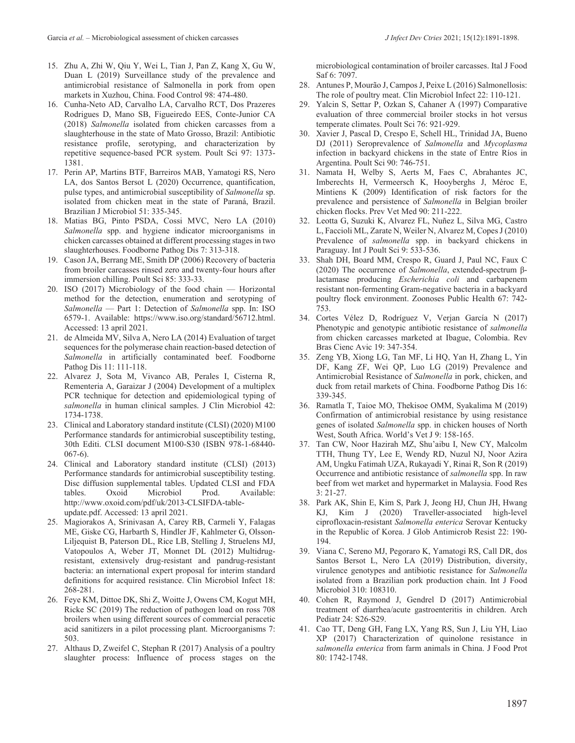15. Zhu A, Zhi W, Qiu Y, Wei L, Tian J, Pan Z, Kang X, Gu W, Duan L (2019) Surveillance study of the prevalence and antimicrobial resistance of Salmonella in pork from open markets in Xuzhou, China. Food Control 98: 474-480.
16. Cunha-Neto AD, Carvalho LA, Carvalho RCT, Dos Prazeres Rodrigues D, Mano SB, Figueiredo EES, Conte-Junior CA (2018) *Salmonella* isolated from chicken carcasses from a slaughterhouse in the state of Mato Grosso, Brazil: Antibiotic resistance profile, serotyping, and characterization by repetitive sequence-based PCR system. Poult Sci 97: 1373-1381.
17. Perin AP, Martins BTF, Barreiros MAB, Yamatogi RS, Nero LA, dos Santos Bersot L (2020) Occurrence, quantification, pulse types, and antimicrobial susceptibility of *Salmonella* sp. isolated from chicken meat in the state of Paraná, Brazil. Brazilian J Microbiol 51: 335-345.
18. Matias BG, Pinto PSDA, Cossi MVC, Nero LA (2010) *Salmonella* spp. and hygiene indicator microorganisms in chicken carcasses obtained at different processing stages in two slaughterhouses. Foodborne Pathog Dis 7: 313-318.
19. Cason JA, Berrang ME, Smith DP (2006) Recovery of bacteria from broiler carcasses rinsed zero and twenty-four hours after immersion chilling. Poult Sci 85: 333-33.
20. ISO (2017) Microbiology of the food chain — Horizontal method for the detection, enumeration and serotyping of *Salmonella* — Part 1: Detection of *Salmonella* spp. In: ISO 6579-1. Available: https://www.iso.org/standard/56712.html. Accessed: 13 april 2021.
21. de Almeida MV, Silva A, Nero LA (2014) Evaluation of target sequences for the polymerase chain reaction-based detection of *Salmonella* in artificially contaminated beef. Foodborne Pathog Dis 11: 111-118.
22. Alvarez J, Sota M, Vivanco AB, Perales I, Cisterna R, Rementeria A, Garaizar J (2004) Development of a multiplex PCR technique for detection and epidemiological typing of *salmonella* in human clinical samples. J Clin Microbiol 42: 1734-1738.
23. Clinical and Laboratory standard institute (CLSI) (2020) M100 Performance standards for antimicrobial susceptibility testing, 30th Editi. CLSI document M100-S30 (ISBN 978-1-68440-067-6).
24. Clinical and Laboratory standard institute (CLSI) (2013) Performance standards for antimicrobial susceptibility testing. Disc diffusion supplemental tables. Updated CLSI and FDA tables. Oxoid Microbiol Prod. Available: http://www.oxoid.com/pdf/uk/2013-CLSIFDA-table-update.pdf. Accessed: 13 april 2021.
25. Magiorakos A, Srinivasan A, Carey RB, Carmeli Y, Falagas ME, Giske CG, Harbarth S, Hindler JF, Kahlmeter G, Olsson-Liljequist B, Paterson DL, Rice LB, Stelling J, Struelens MJ, Vatopoulos A, Weber JT, Monnet DL (2012) Multidrug-resistant, extensively drug-resistant and pandrug-resistant bacteria: an international expert proposal for interim standard definitions for acquired resistance. Clin Microbiol Infect 18: 268-281.
26. Feye KM, Dittoe DK, Shi Z, Woitte J, Owens CM, Kogut MH, Ricke SC (2019) The reduction of pathogen load on ross 708 broilers when using different sources of commercial peracetic acid sanitizers in a pilot processing plant. Microorganisms 7: 503.
27. Althaus D, Zweifel C, Stephan R (2017) Analysis of a poultry slaughter process: Influence of process stages on the microbiological contamination of broiler carcasses. Ital J Food Saf 6: 7097.
28. Antunes P, Mourão J, Campos J, Peixe L (2016) Salmonellosis: The role of poultry meat. Clin Microbiol Infect 22: 110-121.
29. Yalcin S, Settar P, Ozkan S, Cahaner A (1997) Comparative evaluation of three commercial broiler stocks in hot versus temperate climates. Poult Sci 76: 921-929.
30. Xavier J, Pascal D, Crespo E, Schell HL, Trinidad JA, Bueno DJ (2011) Seroprevalence of *Salmonella* and *Mycoplasma* infection in backyard chickens in the state of Entre Ríos in Argentina. Poult Sci 90: 746-751.
31. Namata H, Welby S, Aerts M, Faes C, Abrahantes JC, Imberechts H, Vermeersch K, Hooyberghs J, Méroc E, Mintiens K (2009) Identification of risk factors for the prevalence and persistence of *Salmonella* in Belgian broiler chicken flocks. Prev Vet Med 90: 211-222.
32. Leotta G, Suzuki K, Alvarez FL, Nuñez L, Silva MG, Castro L, Faccioli ML, Zarate N, Weiler N, Alvarez M, Copes J (2010) Prevalence of *salmonella* spp. in backyard chickens in Paraguay. Int J Poult Sci 9: 533-536.
33. Shah DH, Board MM, Crespo R, Guard J, Paul NC, Faux C (2020) The occurrence of *Salmonella*, extended-spectrum β-lactamase producing *Escherichia coli* and carbapenem resistant non-fermenting Gram-negative bacteria in a backyard poultry flock environment. Zoonoses Public Health 67: 742-753.
34. Cortes Vélez D, Rodríguez V, Verjan García N (2017) Phenotypic and genotypic antibiotic resistance of *salmonella* from chicken carcasses marketed at Ibague, Colombia. Rev Bras Cienc Avic 19: 347-354.
35. Zeng YB, Xiong LG, Tan MF, Li HQ, Yan H, Zhang L, Yin DF, Kang ZF, Wei QP, Luo LG (2019) Prevalence and Antimicrobial Resistance of *Salmonella* in pork, chicken, and duck from retail markets of China. Foodborne Pathog Dis 16: 339-345.
36. Ramatla T, Taioe MO, Thekisoe OMM, Syakalima M (2019) Confirmation of antimicrobial resistance by using resistance genes of isolated *Salmonella* spp. in chicken houses of North West, South Africa. World's Vet J 9: 158-165.
37. Tan CW, Noor Hazirah MZ, Shu'aibu I, New CY, Malcolm TTH, Thung TY, Lee E, Wendy RD, Nuzul NJ, Noor Azira AM, Ungku Fatimah UZA, Rukayadi Y, Rinai R, Son R (2019) Occurrence and antibiotic resistance of *salmonella* spp. In raw beef from wet market and hypermarket in Malaysia. Food Res 3: 21-27.
38. Park AK, Shin E, Kim S, Park J, Jeong HJ, Chun JH, Hwang KJ, Kim J (2020) Traveller-associated high-level ciprofloxacin-resistant *Salmonella enterica* Serovar Kentucky in the Republic of Korea. J Glob Antimicrob Resist 22: 190-194.
39. Viana C, Sereno MJ, Pegoraro K, Yamatogi RS, Call DR, dos Santos Bersot L, Nero LA (2019) Distribution, diversity, virulence genotypes and antibiotic resistance for *Salmonella* isolated from a Brazilian pork production chain. Int J Food Microbiol 310: 108310.
40. Cohen R, Raymond J, Gendrel D (2017) Antimicrobial treatment of diarrhea/acute gastroenteritis in children. Arch Pediatr 24: S26-S29.
41. Cao TT, Deng GH, Fang LX, Yang RS, Sun J, Liu YH, Liao XP (2017) Characterization of quinolone resistance in *salmonella enterica* from farm animals in China. J Food Prot 80: 1742-1748.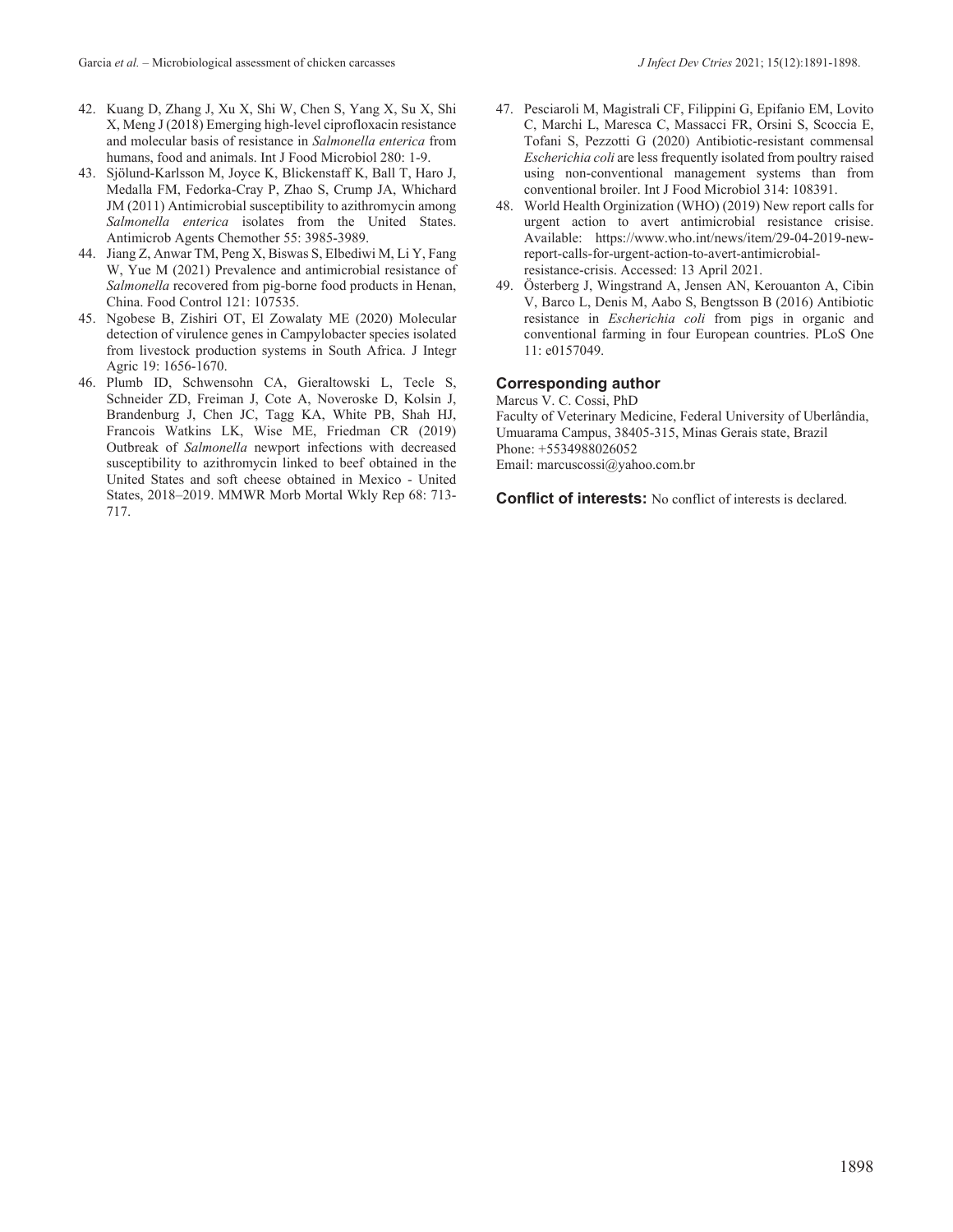42. Kuang D, Zhang J, Xu X, Shi W, Chen S, Yang X, Su X, Shi X, Meng J (2018) Emerging high-level ciprofloxacin resistance and molecular basis of resistance in *Salmonella enterica* from humans, food and animals. Int J Food Microbiol 280: 1-9.
43. Sjölund-Karlsson M, Joyce K, Blickenstaff K, Ball T, Haro J, Medalla FM, Fedorka-Cray P, Zhao S, Crump JA, Whichard JM (2011) Antimicrobial susceptibility to azithromycin among *Salmonella enterica* isolates from the United States. Antimicrob Agents Chemother 55: 3985-3989.
44. Jiang Z, Anwar TM, Peng X, Biswas S, Elbediwi M, Li Y, Fang W, Yue M (2021) Prevalence and antimicrobial resistance of *Salmonella* recovered from pig-borne food products in Henan, China. Food Control 121: 107535.
45. Ngobese B, Zishiri OT, El Zowalaty ME (2020) Molecular detection of virulence genes in Campylobacter species isolated from livestock production systems in South Africa. J Integr Agric 19: 1656-1670.
46. Plumb ID, Schwensohn CA, Gieraltowski L, Tecle S, Schneider ZD, Freiman J, Cote A, Noveroske D, Kolsin J, Brandenburg J, Chen JC, Tagg KA, White PB, Shah HJ, Francois Watkins LK, Wise ME, Friedman CR (2019) Outbreak of *Salmonella* newport infections with decreased susceptibility to azithromycin linked to beef obtained in the United States and soft cheese obtained in Mexico - United States, 2018–2019. MMWR Morb Mortal Wkly Rep 68: 713-717.
47. Pesciaroli M, Magistrali CF, Filippini G, Epifanio EM, Lovito C, Marchi L, Maresca C, Massacci FR, Orsini S, Scoccia E, Tofani S, Pezzotti G (2020) Antibiotic-resistant commensal *Escherichia coli* are less frequently isolated from poultry raised using non-conventional management systems than from conventional broiler. Int J Food Microbiol 314: 108391.
48. World Health Orginization (WHO) (2019) New report calls for urgent action to avert antimicrobial resistance crisise. Available: https://www.who.int/news/item/29-04-2019-new-report-calls-for-urgent-action-to-avert-antimicrobial-resistance-crisis. Accessed: 13 April 2021.
49. Österberg J, Wingstrand A, Jensen AN, Kerouanton A, Cibin V, Barco L, Denis M, Aabo S, Bengtsson B (2016) Antibiotic resistance in *Escherichia coli* from pigs in organic and conventional farming in four European countries. PLoS One 11: e0157049.

## Corresponding author

Marcus V. C. Cossi, PhD
Faculty of Veterinary Medicine, Federal University of Uberlândia, Umuarama Campus, 38405-315, Minas Gerais state, Brazil
Phone: +5534988026052
Email: marcuscossi@yahoo.com.br

**Conflict of interests:** No conflict of interests is declared.